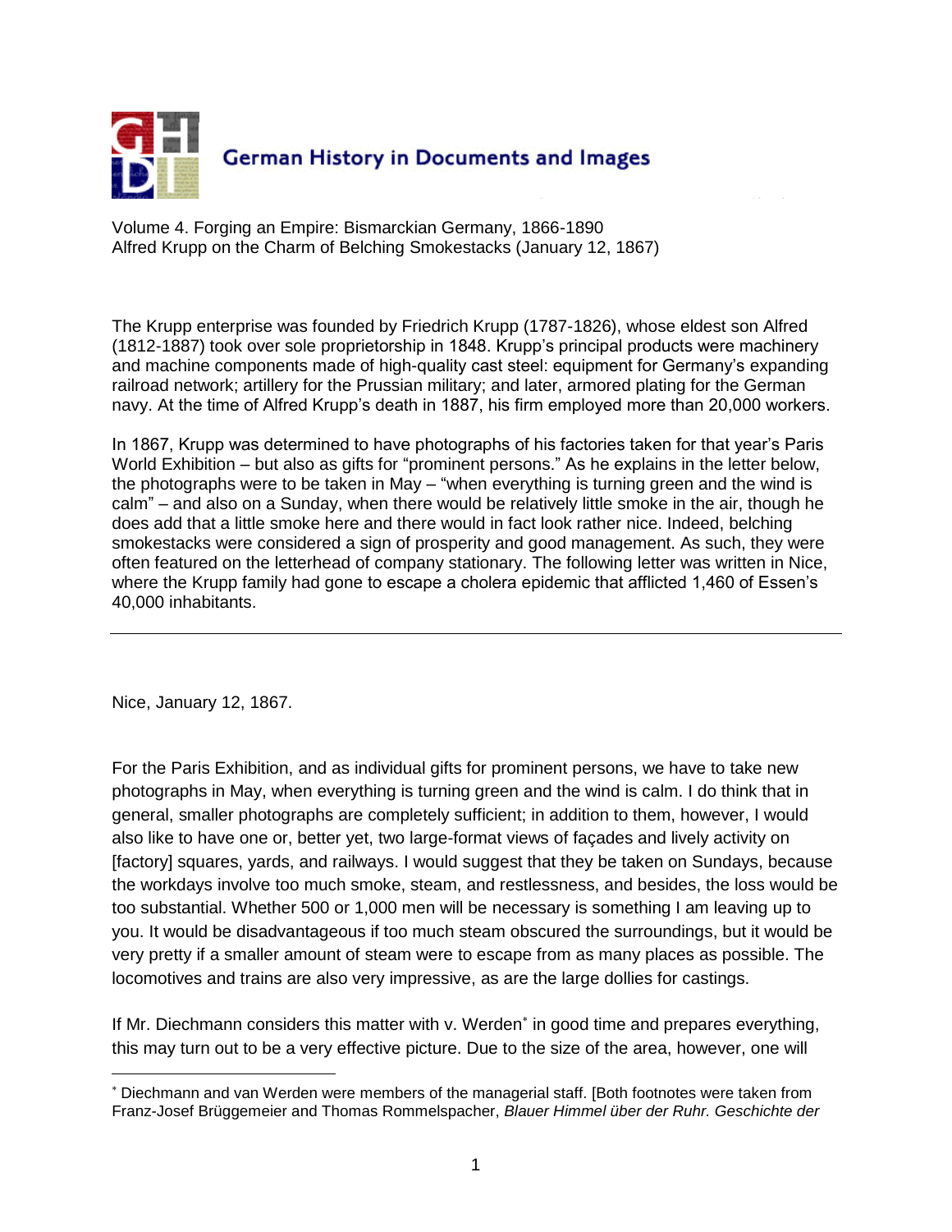German History in Documents and Images

Volume 4. Forging an Empire: Bismarckian Germany, 1866-1890
Alfred Krupp on the Charm of Belching Smokestacks (January 12, 1867)

The Krupp enterprise was founded by Friedrich Krupp (1787-1826), whose eldest son Alfred (1812-1887) took over sole proprietorship in 1848. Krupp's principal products were machinery and machine components made of high-quality cast steel: equipment for Germany's expanding railroad network; artillery for the Prussian military; and later, armored plating for the German navy. At the time of Alfred Krupp's death in 1887, his firm employed more than 20,000 workers.

In 1867, Krupp was determined to have photographs of his factories taken for that year's Paris World Exhibition – but also as gifts for "prominent persons." As he explains in the letter below, the photographs were to be taken in May – "when everything is turning green and the wind is calm" – and also on a Sunday, when there would be relatively little smoke in the air, though he does add that a little smoke here and there would in fact look rather nice. Indeed, belching smokestacks were considered a sign of prosperity and good management. As such, they were often featured on the letterhead of company stationary. The following letter was written in Nice, where the Krupp family had gone to escape a cholera epidemic that afflicted 1,460 of Essen's 40,000 inhabitants.

---

Nice, January 12, 1867.

For the Paris Exhibition, and as individual gifts for prominent persons, we have to take new photographs in May, when everything is turning green and the wind is calm. I do think that in general, smaller photographs are completely sufficient; in addition to them, however, I would also like to have one or, better yet, two large-format views of façades and lively activity on [factory] squares, yards, and railways. I would suggest that they be taken on Sundays, because the workdays involve too much smoke, steam, and restlessness, and besides, the loss would be too substantial. Whether 500 or 1,000 men will be necessary is something I am leaving up to you. It would be disadvantageous if too much steam obscured the surroundings, but it would be very pretty if a smaller amount of steam were to escape from as many places as possible. The locomotives and trains are also very impressive, as are the large dollies for castings.

If Mr. Diechmann considers this matter with v. Werden* in good time and prepares everything, this may turn out to be a very effective picture. Due to the size of the area, however, one will

---

* Diechmann and van Werden were members of the managerial staff. [Both footnotes were taken from Franz-Josef Brüggemeier and Thomas Rommelspacher, *Blauer Himmel über der Ruhr. Geschichte der*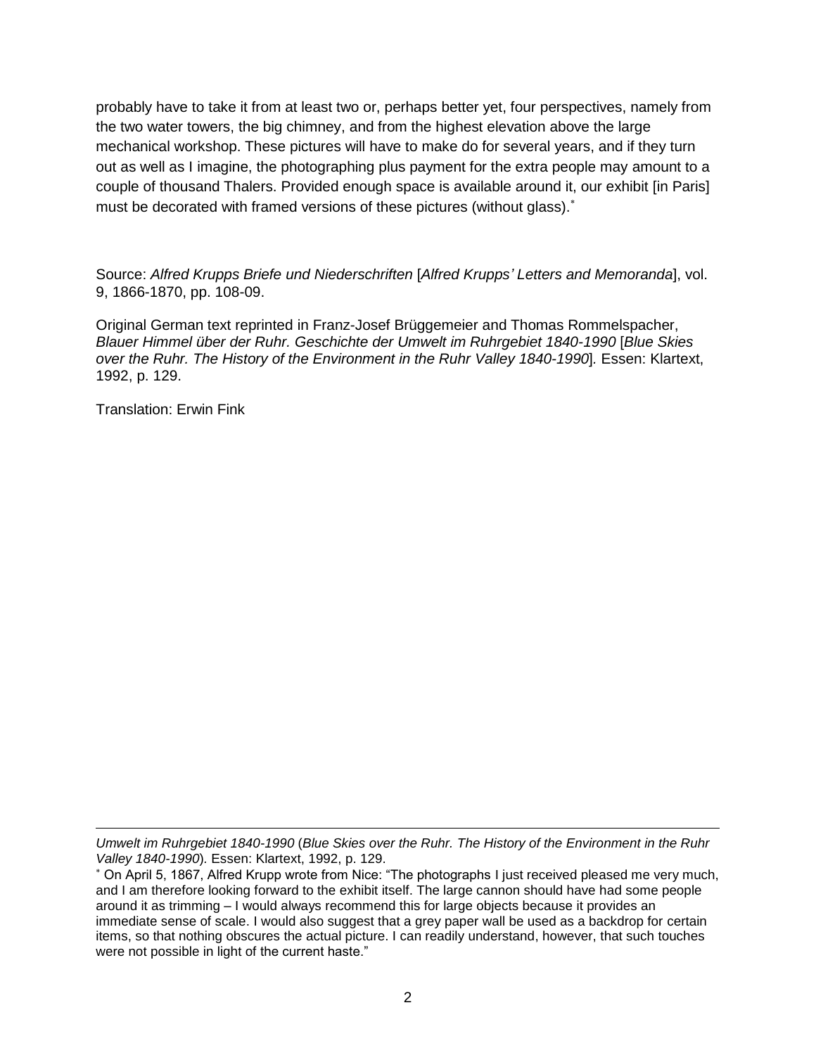probably have to take it from at least two or, perhaps better yet, four perspectives, namely from the two water towers, the big chimney, and from the highest elevation above the large mechanical workshop. These pictures will have to make do for several years, and if they turn out as well as I imagine, the photographing plus payment for the extra people may amount to a couple of thousand Thalers. Provided enough space is available around it, our exhibit [in Paris] must be decorated with framed versions of these pictures (without glass).[*]

Source: *Alfred Krupps Briefe und Niederschriften* [*Alfred Krupps' Letters and Memoranda*], vol. 9, 1866-1870, pp. 108-09.

Original German text reprinted in Franz-Josef Brüggemeier and Thomas Rommelspacher, *Blauer Himmel über der Ruhr. Geschichte der Umwelt im Ruhrgebiet 1840-1990* [*Blue Skies over the Ruhr. The History of the Environment in the Ruhr Valley 1840-1990*]*.* Essen: Klartext, 1992, p. 129.

Translation: Erwin Fink

---

*Umwelt im Ruhrgebiet 1840-1990* (*Blue Skies over the Ruhr. The History of the Environment in the Ruhr Valley 1840-1990*)*.* Essen: Klartext, 1992, p. 129.

[*] On April 5, 1867, Alfred Krupp wrote from Nice: "The photographs I just received pleased me very much, and I am therefore looking forward to the exhibit itself. The large cannon should have had some people around it as trimming – I would always recommend this for large objects because it provides an immediate sense of scale. I would also suggest that a grey paper wall be used as a backdrop for certain items, so that nothing obscures the actual picture. I can readily understand, however, that such touches were not possible in light of the current haste."